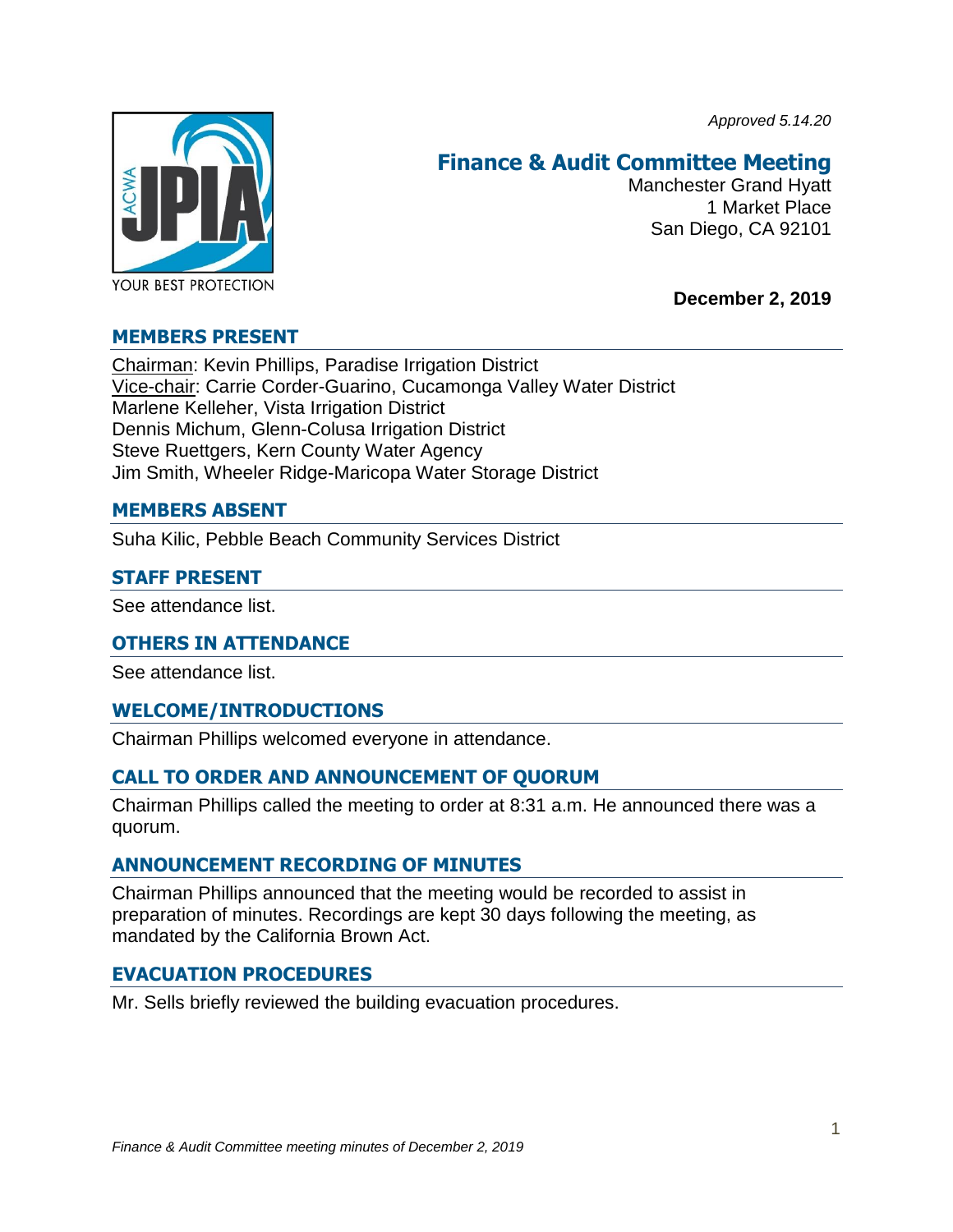*Approved 5.14.20*

YOUR BEST PROTECTION

# Finance & Audit Committee Meeting

Manchester Grand Hyatt
1 Market Place
San Diego, CA 92101

**December 2, 2019**

## MEMBERS PRESENT

Chairman: Kevin Phillips, Paradise Irrigation District
Vice-chair: Carrie Corder-Guarino, Cucamonga Valley Water District
Marlene Kelleher, Vista Irrigation District
Dennis Michum, Glenn-Colusa Irrigation District
Steve Ruettgers, Kern County Water Agency
Jim Smith, Wheeler Ridge-Maricopa Water Storage District

## MEMBERS ABSENT

Suha Kilic, Pebble Beach Community Services District

## STAFF PRESENT

See attendance list.

## OTHERS IN ATTENDANCE

See attendance list.

## WELCOME/INTRODUCTIONS

Chairman Phillips welcomed everyone in attendance.

## CALL TO ORDER AND ANNOUNCEMENT OF QUORUM

Chairman Phillips called the meeting to order at 8:31 a.m. He announced there was a quorum.

## ANNOUNCEMENT RECORDING OF MINUTES

Chairman Phillips announced that the meeting would be recorded to assist in preparation of minutes. Recordings are kept 30 days following the meeting, as mandated by the California Brown Act.

## EVACUATION PROCEDURES

Mr. Sells briefly reviewed the building evacuation procedures.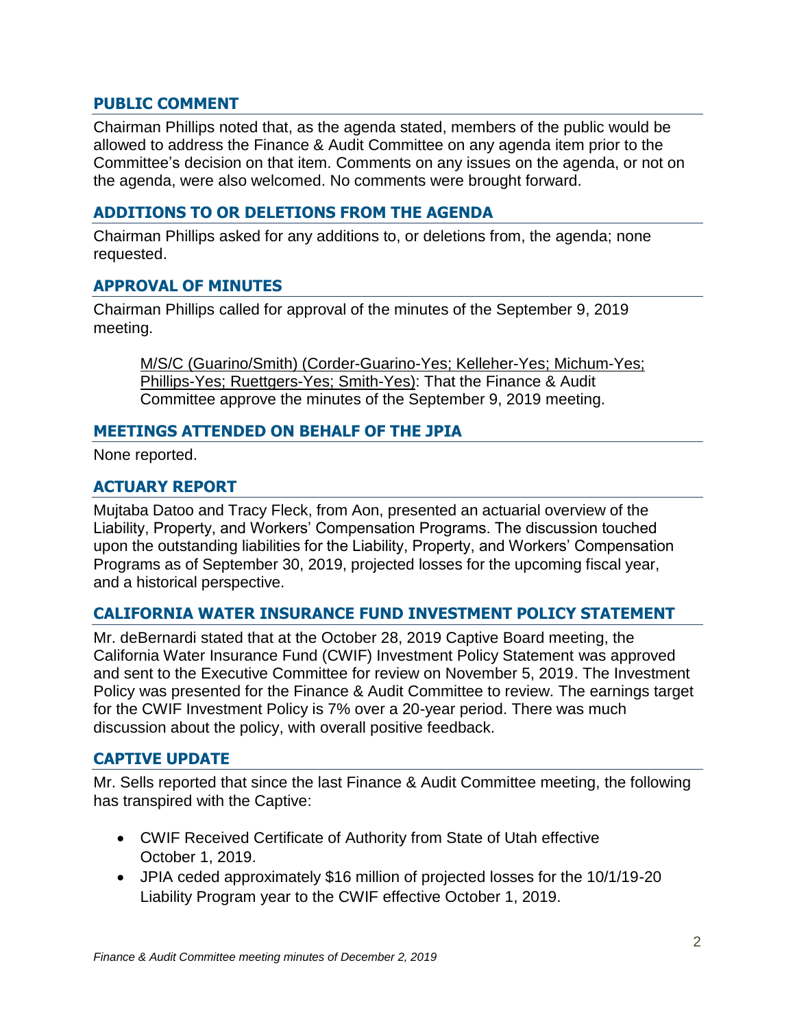## PUBLIC COMMENT

Chairman Phillips noted that, as the agenda stated, members of the public would be allowed to address the Finance & Audit Committee on any agenda item prior to the Committee's decision on that item. Comments on any issues on the agenda, or not on the agenda, were also welcomed. No comments were brought forward.

## ADDITIONS TO OR DELETIONS FROM THE AGENDA

Chairman Phillips asked for any additions to, or deletions from, the agenda; none requested.

## APPROVAL OF MINUTES

Chairman Phillips called for approval of the minutes of the September 9, 2019 meeting.

> M/S/C (Guarino/Smith) (Corder-Guarino-Yes; Kelleher-Yes; Michum-Yes; Phillips-Yes; Ruettgers-Yes; Smith-Yes): That the Finance & Audit Committee approve the minutes of the September 9, 2019 meeting.

## MEETINGS ATTENDED ON BEHALF OF THE JPIA

None reported.

## ACTUARY REPORT

Mujtaba Datoo and Tracy Fleck, from Aon, presented an actuarial overview of the Liability, Property, and Workers' Compensation Programs. The discussion touched upon the outstanding liabilities for the Liability, Property, and Workers' Compensation Programs as of September 30, 2019, projected losses for the upcoming fiscal year, and a historical perspective.

## CALIFORNIA WATER INSURANCE FUND INVESTMENT POLICY STATEMENT

Mr. deBernardi stated that at the October 28, 2019 Captive Board meeting, the California Water Insurance Fund (CWIF) Investment Policy Statement was approved and sent to the Executive Committee for review on November 5, 2019. The Investment Policy was presented for the Finance & Audit Committee to review. The earnings target for the CWIF Investment Policy is 7% over a 20-year period. There was much discussion about the policy, with overall positive feedback.

## CAPTIVE UPDATE

Mr. Sells reported that since the last Finance & Audit Committee meeting, the following has transpired with the Captive:

- CWIF Received Certificate of Authority from State of Utah effective October 1, 2019.
- JPIA ceded approximately $16 million of projected losses for the 10/1/19-20 Liability Program year to the CWIF effective October 1, 2019.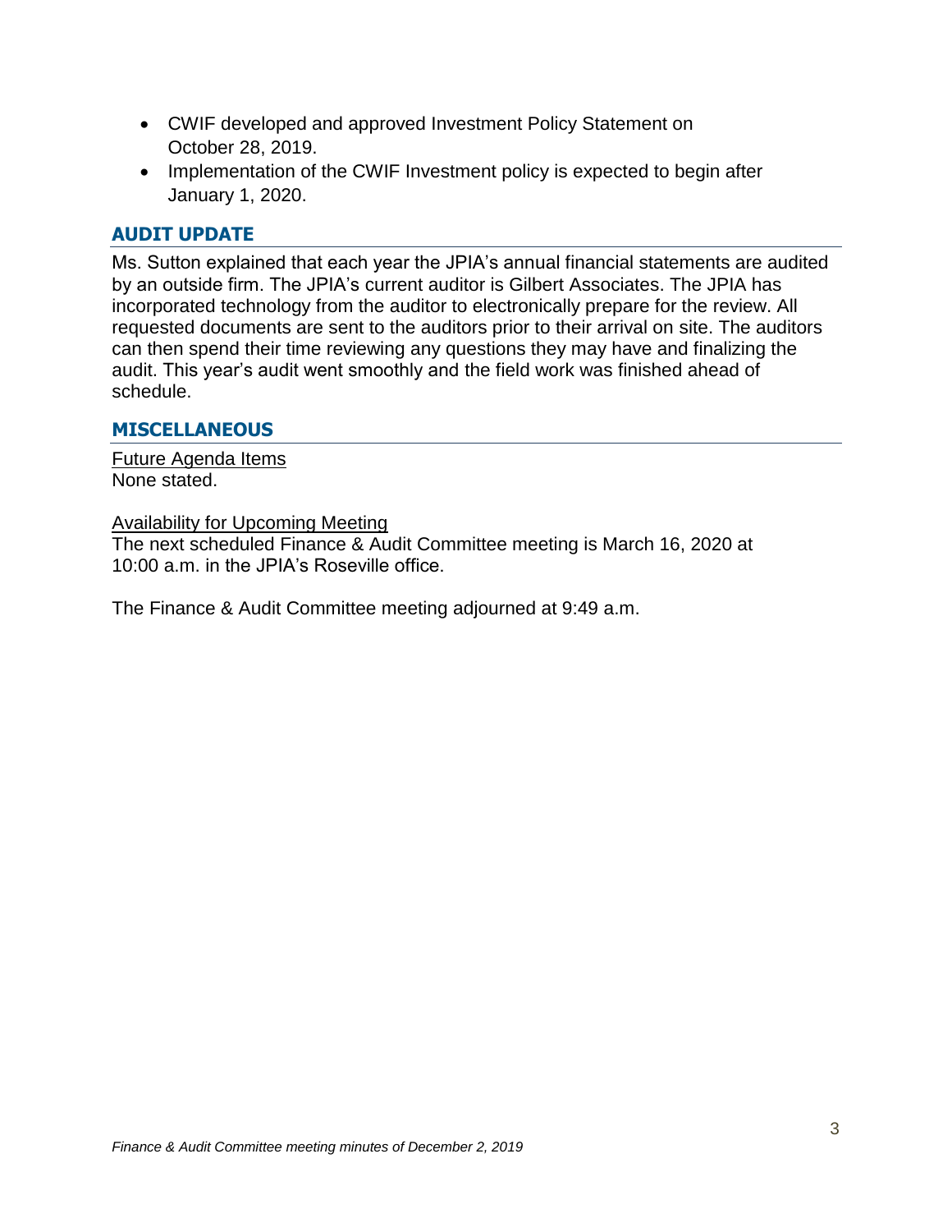- CWIF developed and approved Investment Policy Statement on October 28, 2019.
- Implementation of the CWIF Investment policy is expected to begin after January 1, 2020.

## AUDIT UPDATE

Ms. Sutton explained that each year the JPIA's annual financial statements are audited by an outside firm. The JPIA's current auditor is Gilbert Associates. The JPIA has incorporated technology from the auditor to electronically prepare for the review. All requested documents are sent to the auditors prior to their arrival on site. The auditors can then spend their time reviewing any questions they may have and finalizing the audit. This year's audit went smoothly and the field work was finished ahead of schedule.

## MISCELLANEOUS

Future Agenda Items
None stated.

Availability for Upcoming Meeting
The next scheduled Finance & Audit Committee meeting is March 16, 2020 at 10:00 a.m. in the JPIA's Roseville office.

The Finance & Audit Committee meeting adjourned at 9:49 a.m.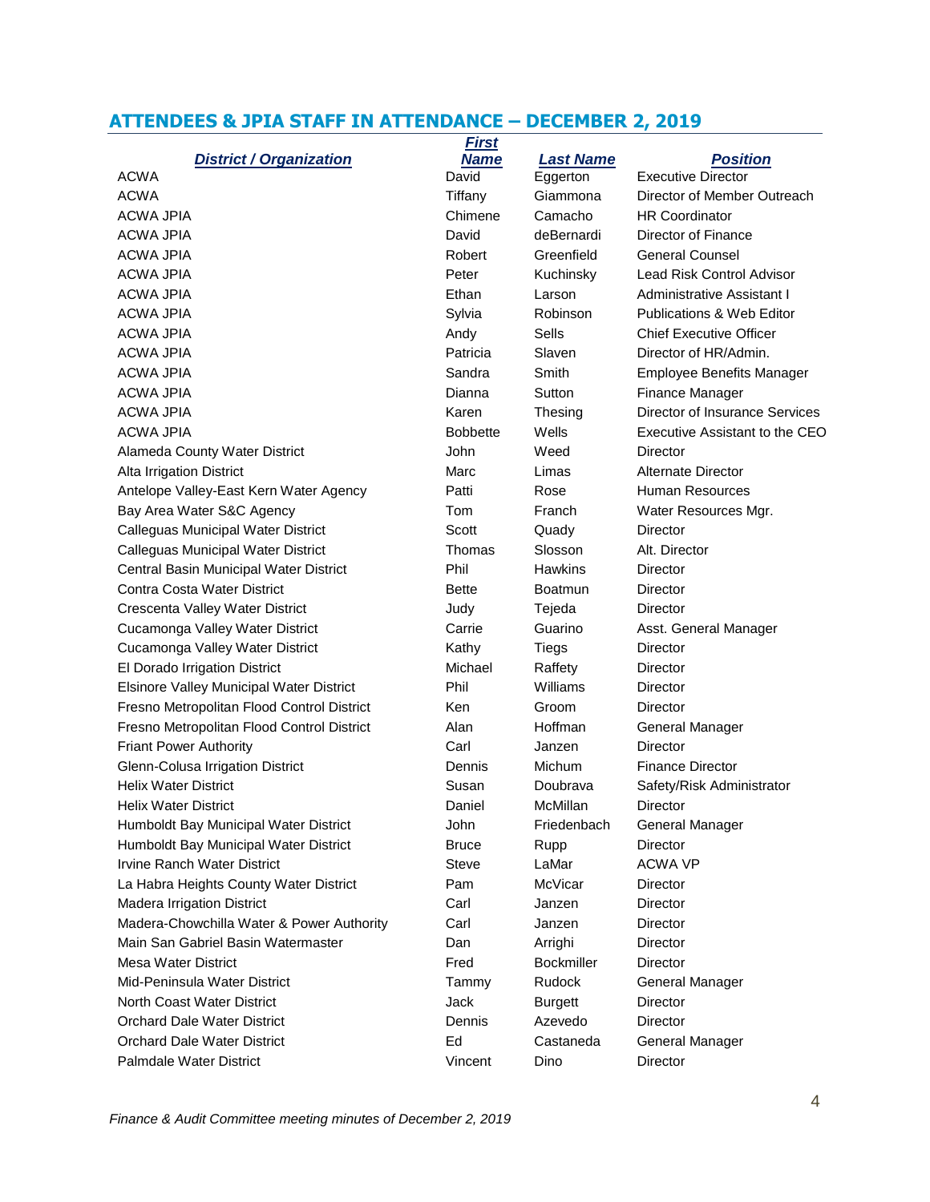## ATTENDEES & JPIA STAFF IN ATTENDANCE – DECEMBER 2, 2019

| District / Organization | First Name | Last Name | Position |
| --- | --- | --- | --- |
| ACWA | David | Eggerton | Executive Director |
| ACWA | Tiffany | Giammona | Director of Member Outreach |
| ACWA JPIA | Chimene | Camacho | HR Coordinator |
| ACWA JPIA | David | deBernardi | Director of Finance |
| ACWA JPIA | Robert | Greenfield | General Counsel |
| ACWA JPIA | Peter | Kuchinsky | Lead Risk Control Advisor |
| ACWA JPIA | Ethan | Larson | Administrative Assistant I |
| ACWA JPIA | Sylvia | Robinson | Publications & Web Editor |
| ACWA JPIA | Andy | Sells | Chief Executive Officer |
| ACWA JPIA | Patricia | Slaven | Director of HR/Admin. |
| ACWA JPIA | Sandra | Smith | Employee Benefits Manager |
| ACWA JPIA | Dianna | Sutton | Finance Manager |
| ACWA JPIA | Karen | Thesing | Director of Insurance Services |
| ACWA JPIA | Bobbette | Wells | Executive Assistant to the CEO |
| Alameda County Water District | John | Weed | Director |
| Alta Irrigation District | Marc | Limas | Alternate Director |
| Antelope Valley-East Kern Water Agency | Patti | Rose | Human Resources |
| Bay Area Water S&C Agency | Tom | Franch | Water Resources Mgr. |
| Calleguas Municipal Water District | Scott | Quady | Director |
| Calleguas Municipal Water District | Thomas | Slosson | Alt. Director |
| Central Basin Municipal Water District | Phil | Hawkins | Director |
| Contra Costa Water District | Bette | Boatmun | Director |
| Crescenta Valley Water District | Judy | Tejeda | Director |
| Cucamonga Valley Water District | Carrie | Guarino | Asst. General Manager |
| Cucamonga Valley Water District | Kathy | Tiegs | Director |
| El Dorado Irrigation District | Michael | Raffety | Director |
| Elsinore Valley Municipal Water District | Phil | Williams | Director |
| Fresno Metropolitan Flood Control District | Ken | Groom | Director |
| Fresno Metropolitan Flood Control District | Alan | Hoffman | General Manager |
| Friant Power Authority | Carl | Janzen | Director |
| Glenn-Colusa Irrigation District | Dennis | Michum | Finance Director |
| Helix Water District | Susan | Doubrava | Safety/Risk Administrator |
| Helix Water District | Daniel | McMillan | Director |
| Humboldt Bay Municipal Water District | John | Friedenbach | General Manager |
| Humboldt Bay Municipal Water District | Bruce | Rupp | Director |
| Irvine Ranch Water District | Steve | LaMar | ACWA VP |
| La Habra Heights County Water District | Pam | McVicar | Director |
| Madera Irrigation District | Carl | Janzen | Director |
| Madera-Chowchilla Water & Power Authority | Carl | Janzen | Director |
| Main San Gabriel Basin Watermaster | Dan | Arrighi | Director |
| Mesa Water District | Fred | Bockmiller | Director |
| Mid-Peninsula Water District | Tammy | Rudock | General Manager |
| North Coast Water District | Jack | Burgett | Director |
| Orchard Dale Water District | Dennis | Azevedo | Director |
| Orchard Dale Water District | Ed | Castaneda | General Manager |
| Palmdale Water District | Vincent | Dino | Director |

*Finance & Audit Committee meeting minutes of December 2, 2019*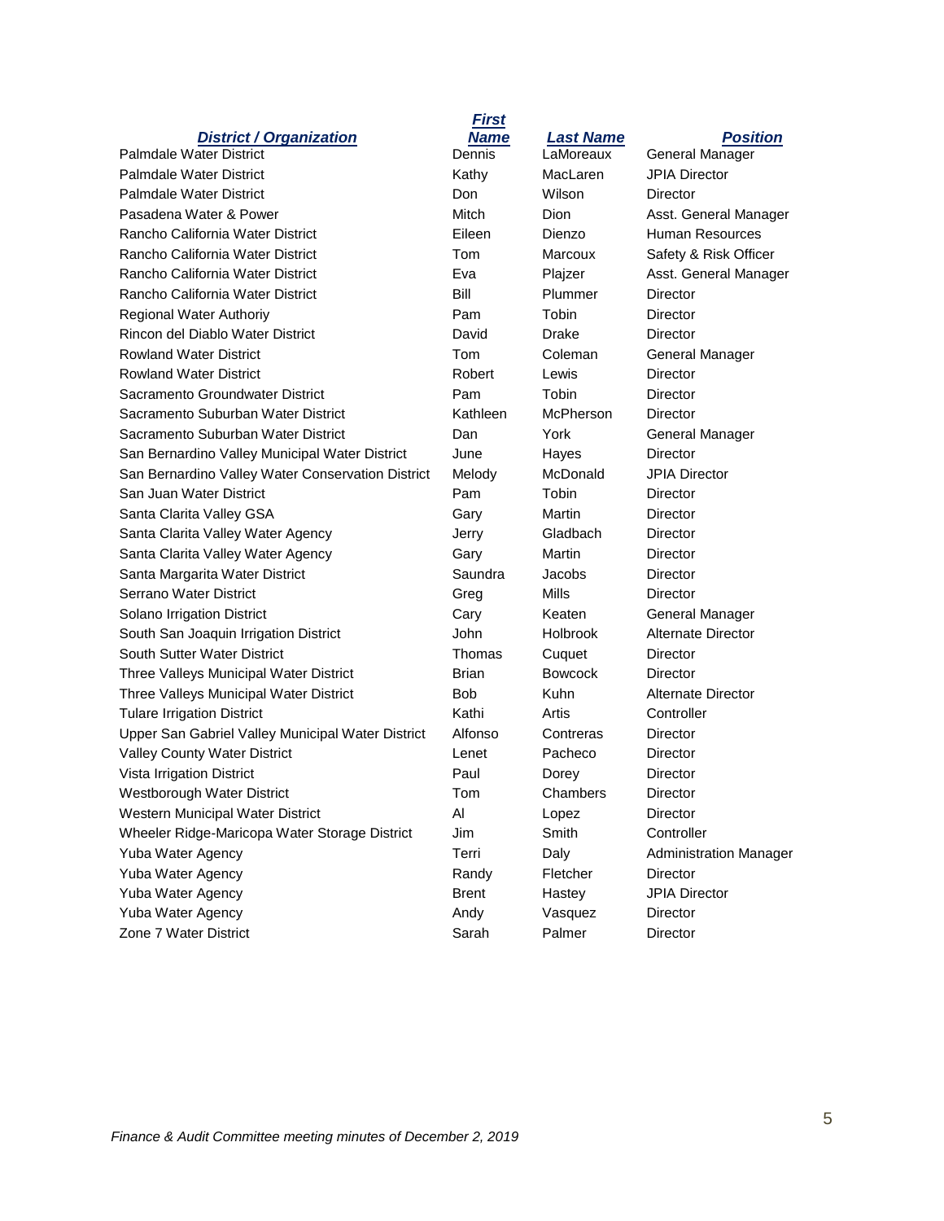| District / Organization | First Name | Last Name | Position |
|---|---|---|---|
| Palmdale Water District | Dennis | LaMoreaux | General Manager |
| Palmdale Water District | Kathy | MacLaren | JPIA Director |
| Palmdale Water District | Don | Wilson | Director |
| Pasadena Water & Power | Mitch | Dion | Asst. General Manager |
| Rancho California Water District | Eileen | Dienzo | Human Resources |
| Rancho California Water District | Tom | Marcoux | Safety & Risk Officer |
| Rancho California Water District | Eva | Plajzer | Asst. General Manager |
| Rancho California Water District | Bill | Plummer | Director |
| Regional Water Authoriy | Pam | Tobin | Director |
| Rincon del Diablo Water District | David | Drake | Director |
| Rowland Water District | Tom | Coleman | General Manager |
| Rowland Water District | Robert | Lewis | Director |
| Sacramento Groundwater District | Pam | Tobin | Director |
| Sacramento Suburban Water District | Kathleen | McPherson | Director |
| Sacramento Suburban Water District | Dan | York | General Manager |
| San Bernardino Valley Municipal Water District | June | Hayes | Director |
| San Bernardino Valley Water Conservation District | Melody | McDonald | JPIA Director |
| San Juan Water District | Pam | Tobin | Director |
| Santa Clarita Valley GSA | Gary | Martin | Director |
| Santa Clarita Valley Water Agency | Jerry | Gladbach | Director |
| Santa Clarita Valley Water Agency | Gary | Martin | Director |
| Santa Margarita Water District | Saundra | Jacobs | Director |
| Serrano Water District | Greg | Mills | Director |
| Solano Irrigation District | Cary | Keaten | General Manager |
| South San Joaquin Irrigation District | John | Holbrook | Alternate Director |
| South Sutter Water District | Thomas | Cuquet | Director |
| Three Valleys Municipal Water District | Brian | Bowcock | Director |
| Three Valleys Municipal Water District | Bob | Kuhn | Alternate Director |
| Tulare Irrigation District | Kathi | Artis | Controller |
| Upper San Gabriel Valley Municipal Water District | Alfonso | Contreras | Director |
| Valley County Water District | Lenet | Pacheco | Director |
| Vista Irrigation District | Paul | Dorey | Director |
| Westborough Water District | Tom | Chambers | Director |
| Western Municipal Water District | Al | Lopez | Director |
| Wheeler Ridge-Maricopa Water Storage District | Jim | Smith | Controller |
| Yuba Water Agency | Terri | Daly | Administration Manager |
| Yuba Water Agency | Randy | Fletcher | Director |
| Yuba Water Agency | Brent | Hastey | JPIA Director |
| Yuba Water Agency | Andy | Vasquez | Director |
| Zone 7 Water District | Sarah | Palmer | Director |